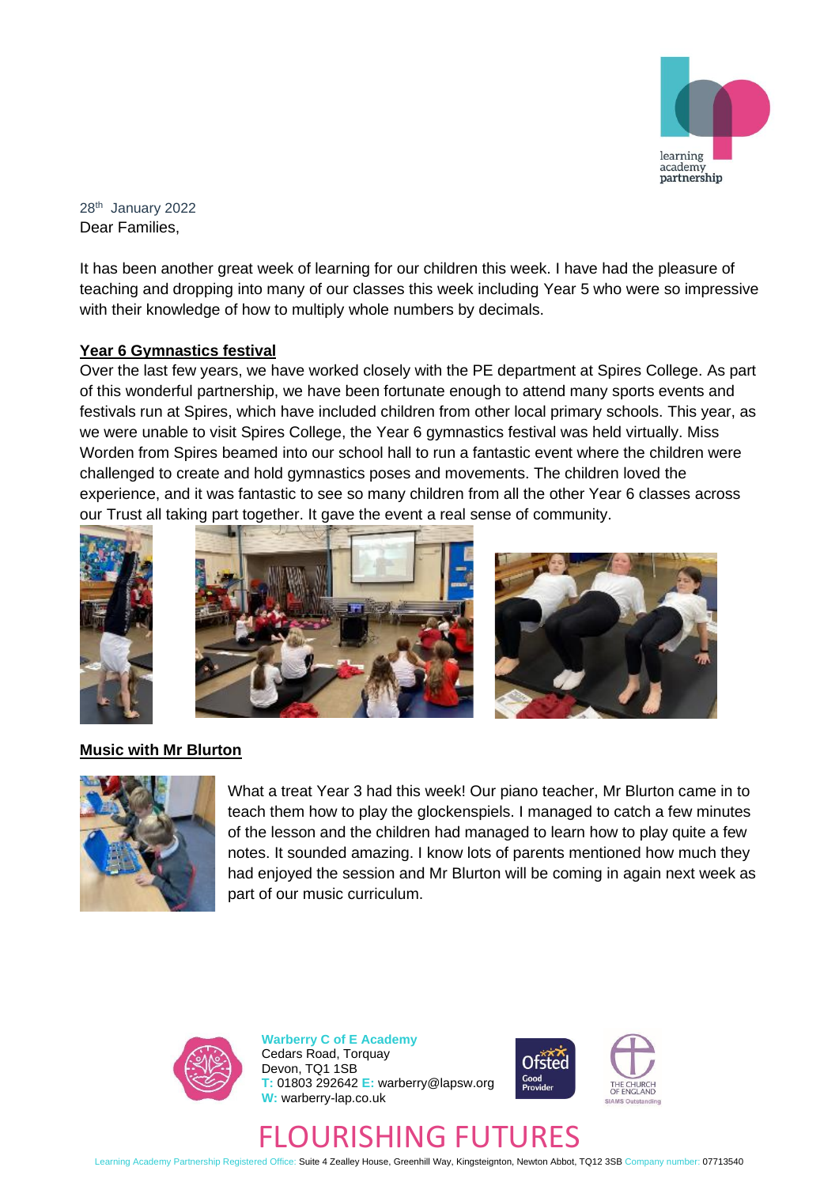28th January 2022

Dear Families,

It has been another great week of learning for our children this week. I have had the pleasure of teaching and dropping into many of our classes this week including Year 5 who were so impressive with their knowledge of how to multiply whole numbers by decimals.

## Year 6 Gymnastics festival

Over the last few years, we have worked closely with the PE department at Spires College. As part of this wonderful partnership, we have been fortunate enough to attend many sports events and festivals run at Spires, which have included children from other local primary schools. This year, as we were unable to visit Spires College, the Year 6 gymnastics festival was held virtually. Miss Worden from Spires beamed into our school hall to run a fantastic event where the children were challenged to create and hold gymnastics poses and movements. The children loved the experience, and it was fantastic to see so many children from all the other Year 6 classes across our Trust all taking part together. It gave the event a real sense of community.

## Music with Mr Blurton

What a treat Year 3 had this week! Our piano teacher, Mr Blurton came in to teach them how to play the glockenspiels. I managed to catch a few minutes of the lesson and the children had managed to learn how to play quite a few notes. It sounded amazing. I know lots of parents mentioned how much they had enjoyed the session and Mr Blurton will be coming in again next week as part of our music curriculum.

**Warberry C of E Academy**
Cedars Road, Torquay
Devon, TQ1 1SB
T: 01803 292642 E: warberry@lapsw.org
W: warberry-lap.co.uk

FLOURISHING FUTURES

Learning Academy Partnership Registered Office: Suite 4 Zealley House, Greenhill Way, Kingsteignton, Newton Abbot, TQ12 3SB Company number: 07713540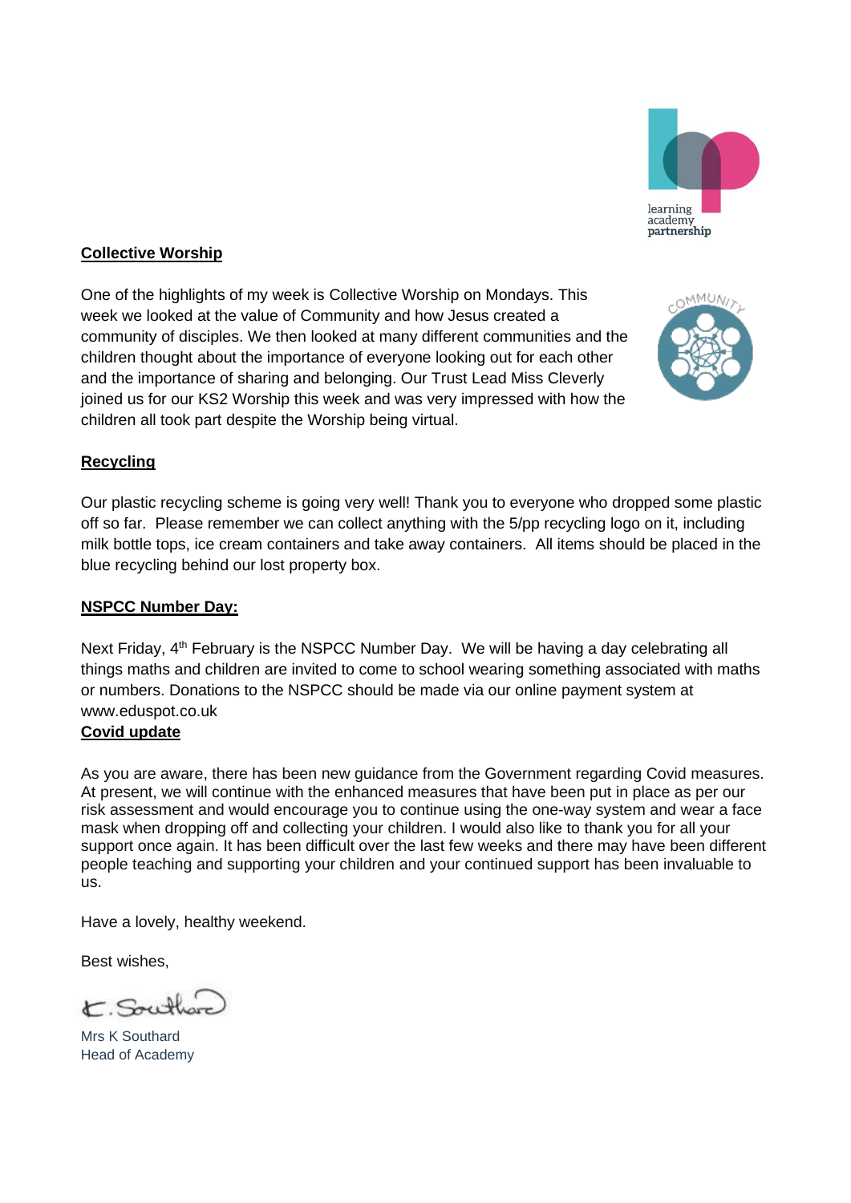**Collective Worship**

One of the highlights of my week is Collective Worship on Mondays. This week we looked at the value of Community and how Jesus created a community of disciples. We then looked at many different communities and the children thought about the importance of everyone looking out for each other and the importance of sharing and belonging. Our Trust Lead Miss Cleverly joined us for our KS2 Worship this week and was very impressed with how the children all took part despite the Worship being virtual.

**Recycling**

Our plastic recycling scheme is going very well! Thank you to everyone who dropped some plastic off so far. Please remember we can collect anything with the 5/pp recycling logo on it, including milk bottle tops, ice cream containers and take away containers. All items should be placed in the blue recycling behind our lost property box.

**NSPCC Number Day:**

Next Friday, 4th February is the NSPCC Number Day. We will be having a day celebrating all things maths and children are invited to come to school wearing something associated with maths or numbers. Donations to the NSPCC should be made via our online payment system at www.eduspot.co.uk

**Covid update**

As you are aware, there has been new guidance from the Government regarding Covid measures. At present, we will continue with the enhanced measures that have been put in place as per our risk assessment and would encourage you to continue using the one-way system and wear a face mask when dropping off and collecting your children. I would also like to thank you for all your support once again. It has been difficult over the last few weeks and there may have been different people teaching and supporting your children and your continued support has been invaluable to us.

Have a lovely, healthy weekend.

Best wishes,

K. Southard

Mrs K Southard
Head of Academy